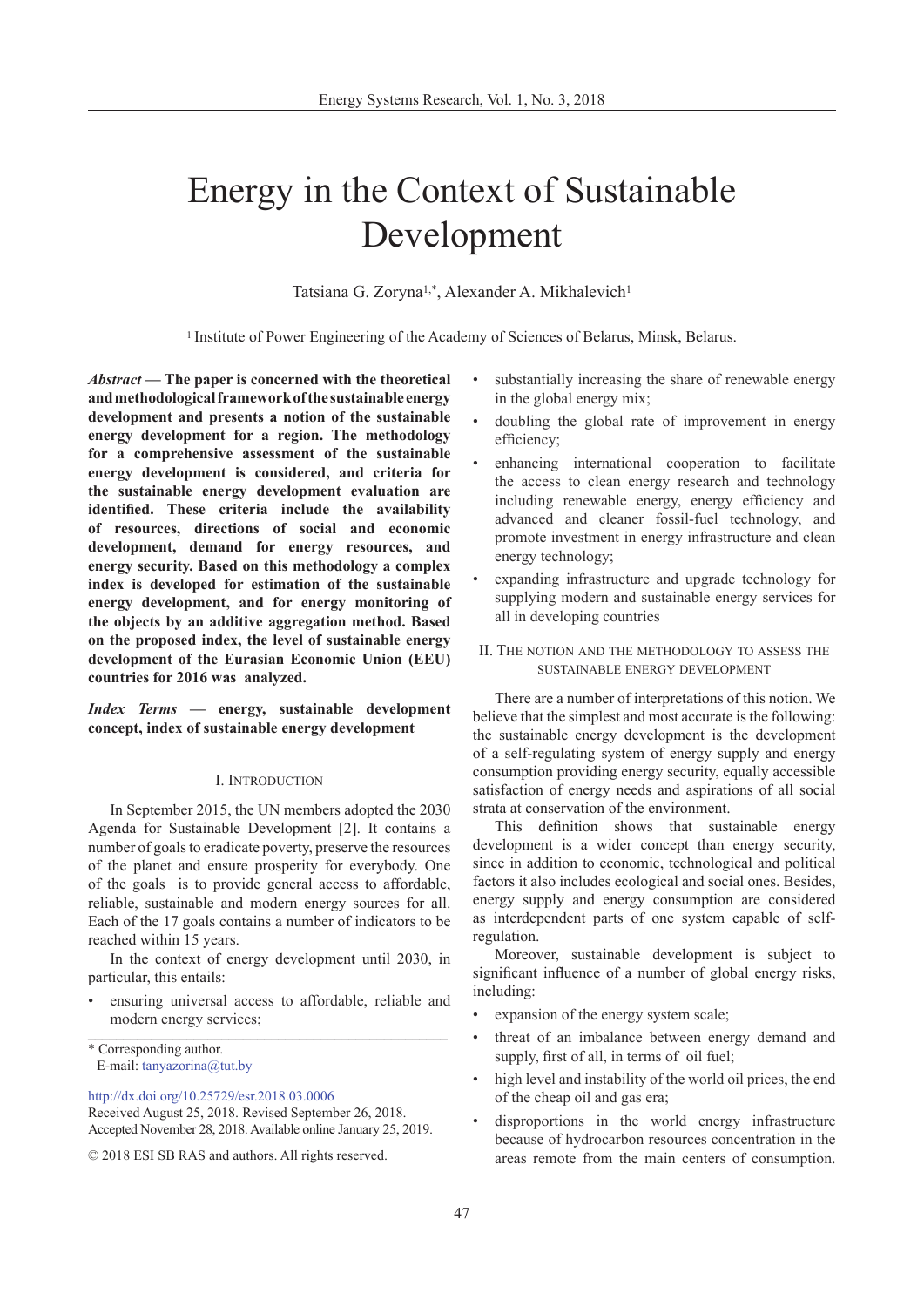# Energy in the Context of Sustainable Development

Tatsiana G. Zoryna[1,*], Alexander A. Mikhalevich[1]

[1] Institute of Power Engineering of the Academy of Sciences of Belarus, Minsk, Belarus.

***Abstract* — The paper is concerned with the theoretical and methodological framework of the sustainable energy development and presents a notion of the sustainable energy development for a region. The methodology for a comprehensive assessment of the sustainable energy development is considered, and criteria for the sustainable energy development evaluation are identified. These criteria include the availability of resources, directions of social and economic development, demand for energy resources, and energy security. Based on this methodology a complex index is developed for estimation of the sustainable energy development, and for energy monitoring of the objects by an additive aggregation method. Based on the proposed index, the level of sustainable energy development of the Eurasian Economic Union (EEU) countries for 2016 was analyzed.**

***Index Terms* — energy, sustainable development concept, index of sustainable energy development**

## I. Introduction

In September 2015, the UN members adopted the 2030 Agenda for Sustainable Development [2]. It contains a number of goals to eradicate poverty, preserve the resources of the planet and ensure prosperity for everybody. One of the goals is to provide general access to affordable, reliable, sustainable and modern energy sources for all. Each of the 17 goals contains a number of indicators to be reached within 15 years.

In the context of energy development until 2030, in particular, this entails:

- ensuring universal access to affordable, reliable and modern energy services;
- substantially increasing the share of renewable energy in the global energy mix;
- doubling the global rate of improvement in energy efficiency;
- enhancing international cooperation to facilitate the access to clean energy research and technology including renewable energy, energy efficiency and advanced and cleaner fossil-fuel technology, and promote investment in energy infrastructure and clean energy technology;
- expanding infrastructure and upgrade technology for supplying modern and sustainable energy services for all in developing countries

## II. The notion and the methodology to assess the sustainable energy development

There are a number of interpretations of this notion. We believe that the simplest and most accurate is the following: the sustainable energy development is the development of a self-regulating system of energy supply and energy consumption providing energy security, equally accessible satisfaction of energy needs and aspirations of all social strata at conservation of the environment.

This definition shows that sustainable energy development is a wider concept than energy security, since in addition to economic, technological and political factors it also includes ecological and social ones. Besides, energy supply and energy consumption are considered as interdependent parts of one system capable of self-regulation.

Moreover, sustainable development is subject to significant influence of a number of global energy risks, including:

- expansion of the energy system scale;
- threat of an imbalance between energy demand and supply, first of all, in terms of oil fuel;
- high level and instability of the world oil prices, the end of the cheap oil and gas era;
- disproportions in the world energy infrastructure because of hydrocarbon resources concentration in the areas remote from the main centers of consumption.

\* Corresponding author.
E-mail: tanyazorina@tut.by

http://dx.doi.org/10.25729/esr.2018.03.0006
Received August 25, 2018. Revised September 26, 2018. Accepted November 28, 2018. Available online January 25, 2019.

© 2018 ESI SB RAS and authors. All rights reserved.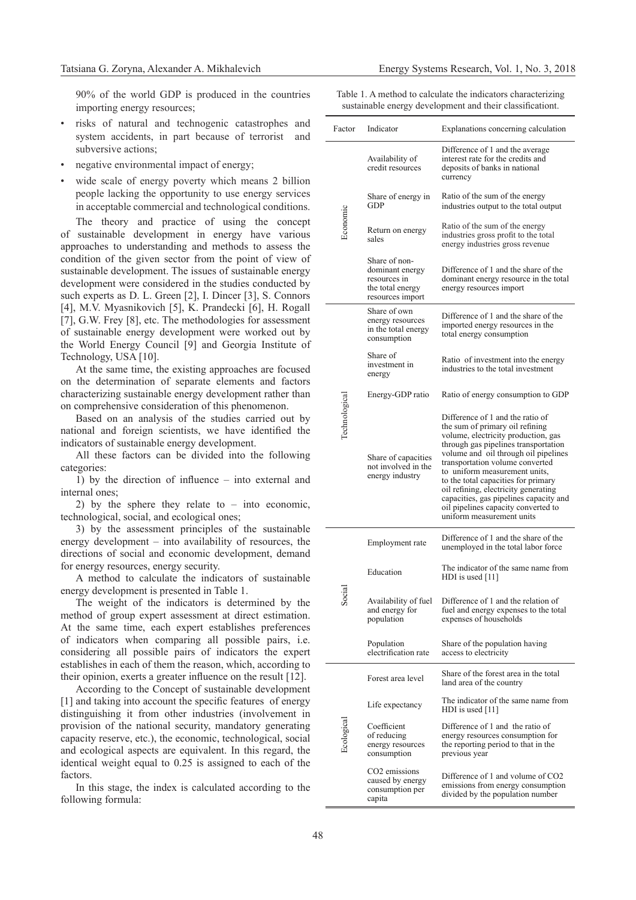90% of the world GDP is produced in the countries importing energy resources;

- risks of natural and technogenic catastrophes and system accidents, in part because of terrorist and subversive actions;
- negative environmental impact of energy;
- wide scale of energy poverty which means 2 billion people lacking the opportunity to use energy services in acceptable commercial and technological conditions.

The theory and practice of using the concept of sustainable development in energy have various approaches to understanding and methods to assess the condition of the given sector from the point of view of sustainable development. The issues of sustainable energy development were considered in the studies conducted by such experts as D. L. Green [2], I. Dincer [3], S. Connors [4], M.V. Myasnikovich [5], K. Prandecki [6], H. Rogall [7], G.W. Frey [8], etc. The methodologies for assessment of sustainable energy development were worked out by the World Energy Council [9] and Georgia Institute of Technology, USA [10].

At the same time, the existing approaches are focused on the determination of separate elements and factors characterizing sustainable energy development rather than on comprehensive consideration of this phenomenon.

Based on an analysis of the studies carried out by national and foreign scientists, we have identified the indicators of sustainable energy development.

All these factors can be divided into the following categories:

1) by the direction of influence – into external and internal ones;

2) by the sphere they relate to – into economic, technological, social, and ecological ones;

3) by the assessment principles of the sustainable energy development – into availability of resources, the directions of social and economic development, demand for energy resources, energy security.

A method to calculate the indicators of sustainable energy development is presented in Table 1.

The weight of the indicators is determined by the method of group expert assessment at direct estimation. At the same time, each expert establishes preferences of indicators when comparing all possible pairs, i.e. considering all possible pairs of indicators the expert establishes in each of them the reason, which, according to their opinion, exerts a greater influence on the result [12].

According to the Concept of sustainable development [1] and taking into account the specific features of energy distinguishing it from other industries (involvement in provision of the national security, mandatory generating capacity reserve, etc.), the economic, technological, social and ecological aspects are equivalent. In this regard, the identical weight equal to 0.25 is assigned to each of the factors.

In this stage, the index is calculated according to the following formula:

Table 1. A method to calculate the indicators characterizing sustainable energy development and their classificationt.

| Factor | Indicator | Explanations concerning calculation |
|---|---|---|
| Economic | Availability of credit resources | Difference of 1 and the average interest rate for the credits and deposits of banks in national currency |
| | Share of energy in GDP | Ratio of the sum of the energy industries output to the total output |
| | Return on energy sales | Ratio of the sum of the energy industries gross profit to the total energy industries gross revenue |
| | Share of non-dominant energy resources in the total energy resources import | Difference of 1 and the share of the dominant energy resource in the total energy resources import |
| Technological | Share of own energy resources in the total energy consumption | Difference of 1 and the share of the imported energy resources in the total energy consumption |
| | Share of investment in energy | Ratio of investment into the energy industries to the total investment |
| | Energy-GDP ratio | Ratio of energy consumption to GDP |
| | Share of capacities not involved in the energy industry | Difference of 1 and the ratio of the sum of primary oil refining volume, electricity production, gas through gas pipelines transportation volume and oil through oil pipelines transportation volume converted to uniform measurement units, to the total capacities for primary oil refining, electricity generating capacities, gas pipelines capacity and oil pipelines capacity converted to uniform measurement units |
| Social | Employment rate | Difference of 1 and the share of the unemployed in the total labor force |
| | Education | The indicator of the same name from HDI is used [11] |
| | Availability of fuel and energy for population | Difference of 1 and the relation of fuel and energy expenses to the total expenses of households |
| | Population electrification rate | Share of the population having access to electricity |
| Ecological | Forest area level | Share of the forest area in the total land area of the country |
| | Life expectancy | The indicator of the same name from HDI is used [11] |
| | Coefficient of reducing energy resources consumption | Difference of 1 and the ratio of energy resources consumption for the reporting period to that in the previous year |
| | $CO_2$ emissions caused by energy consumption per capita | Difference of 1 and volume of $CO_2$ emissions from energy consumption divided by the population number |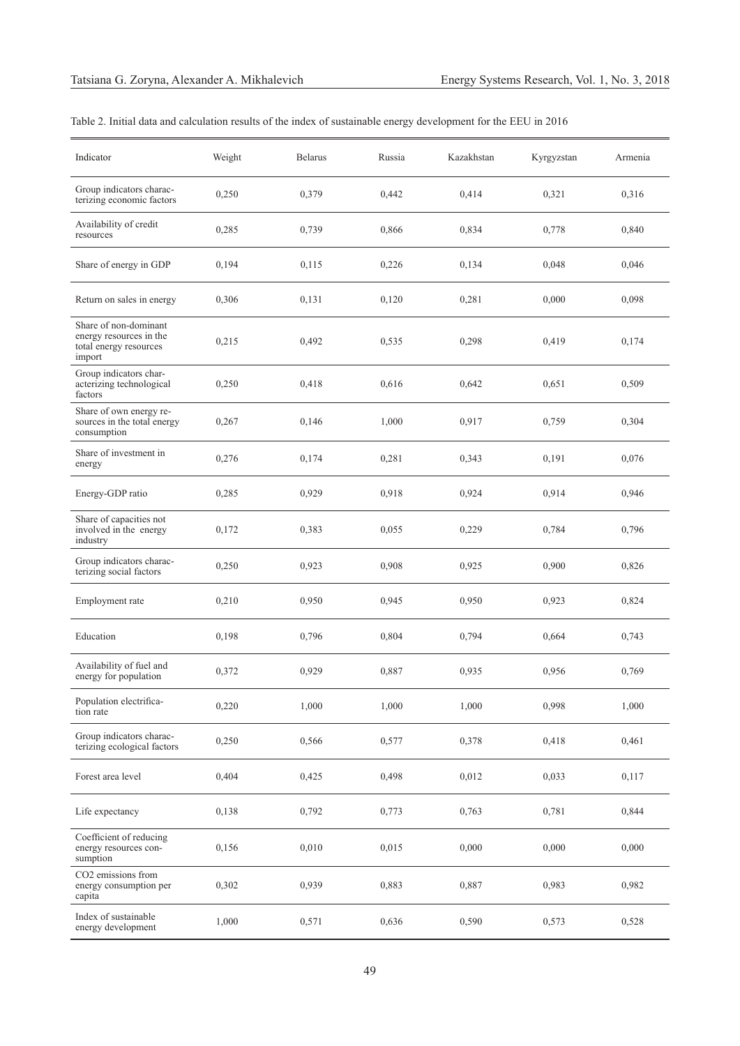Table 2. Initial data and calculation results of the index of sustainable energy development for the EEU in 2016

| Indicator | Weight | Belarus | Russia | Kazakhstan | Kyrgyzstan | Armenia |
|---|---|---|---|---|---|---|
| Group indicators characterizing economic factors | 0,250 | 0,379 | 0,442 | 0,414 | 0,321 | 0,316 |
| Availability of credit resources | 0,285 | 0,739 | 0,866 | 0,834 | 0,778 | 0,840 |
| Share of energy in GDP | 0,194 | 0,115 | 0,226 | 0,134 | 0,048 | 0,046 |
| Return on sales in energy | 0,306 | 0,131 | 0,120 | 0,281 | 0,000 | 0,098 |
| Share of non-dominant energy resources in the total energy resources import | 0,215 | 0,492 | 0,535 | 0,298 | 0,419 | 0,174 |
| Group indicators characterizing technological factors | 0,250 | 0,418 | 0,616 | 0,642 | 0,651 | 0,509 |
| Share of own energy resources in the total energy consumption | 0,267 | 0,146 | 1,000 | 0,917 | 0,759 | 0,304 |
| Share of investment in energy | 0,276 | 0,174 | 0,281 | 0,343 | 0,191 | 0,076 |
| Energy-GDP ratio | 0,285 | 0,929 | 0,918 | 0,924 | 0,914 | 0,946 |
| Share of capacities not involved in the energy industry | 0,172 | 0,383 | 0,055 | 0,229 | 0,784 | 0,796 |
| Group indicators characterizing social factors | 0,250 | 0,923 | 0,908 | 0,925 | 0,900 | 0,826 |
| Employment rate | 0,210 | 0,950 | 0,945 | 0,950 | 0,923 | 0,824 |
| Education | 0,198 | 0,796 | 0,804 | 0,794 | 0,664 | 0,743 |
| Availability of fuel and energy for population | 0,372 | 0,929 | 0,887 | 0,935 | 0,956 | 0,769 |
| Population electrification rate | 0,220 | 1,000 | 1,000 | 1,000 | 0,998 | 1,000 |
| Group indicators characterizing ecological factors | 0,250 | 0,566 | 0,577 | 0,378 | 0,418 | 0,461 |
| Forest area level | 0,404 | 0,425 | 0,498 | 0,012 | 0,033 | 0,117 |
| Life expectancy | 0,138 | 0,792 | 0,773 | 0,763 | 0,781 | 0,844 |
| Coefficient of reducing energy resources consumption | 0,156 | 0,010 | 0,015 | 0,000 | 0,000 | 0,000 |
| $CO_2$ emissions from energy consumption per capita | 0,302 | 0,939 | 0,883 | 0,887 | 0,983 | 0,982 |
| Index of sustainable energy development | 1,000 | 0,571 | 0,636 | 0,590 | 0,573 | 0,528 |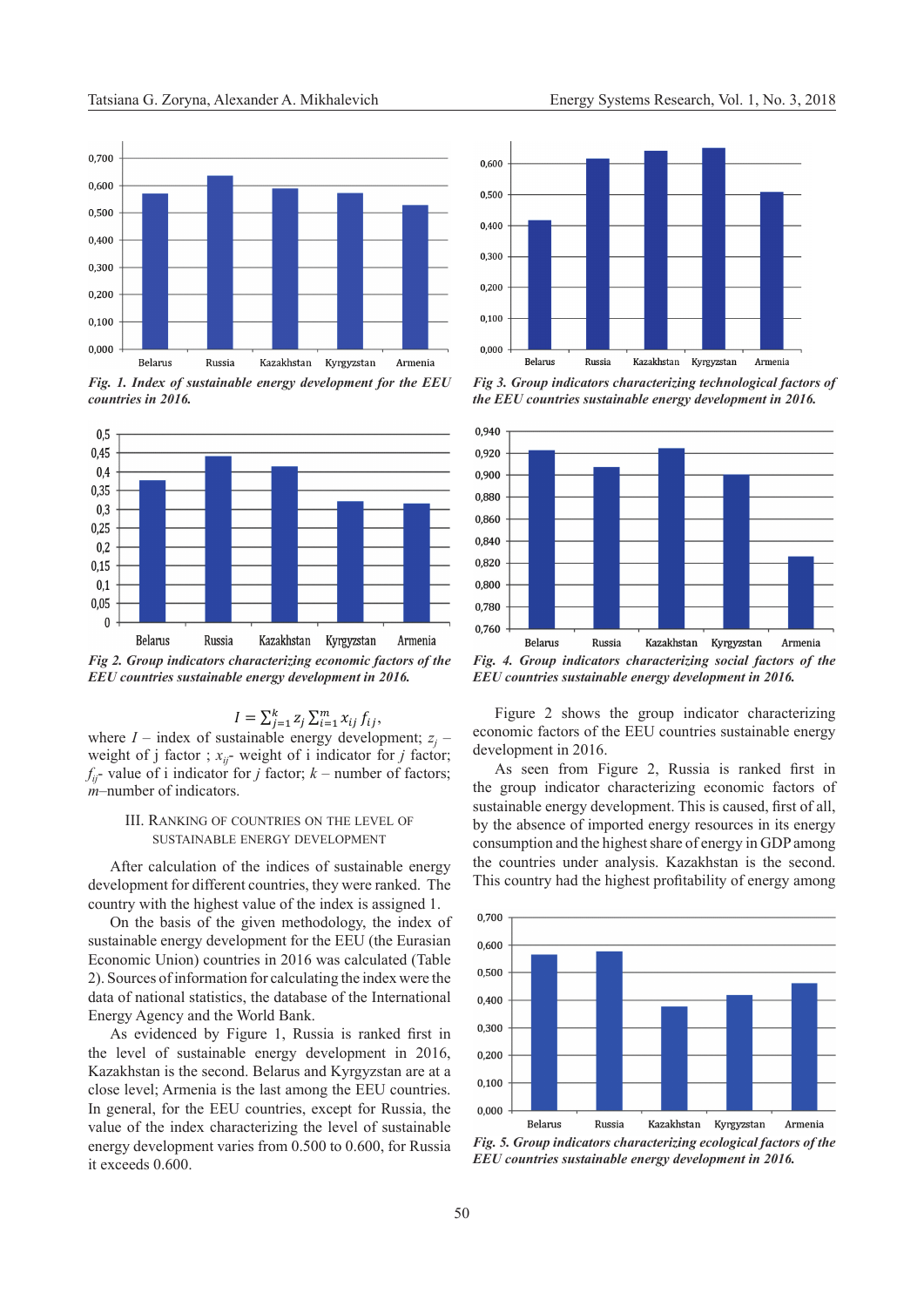Fig. 1. Index of sustainable energy development for the EEU countries in 2016.

Fig 3. Group indicators characterizing technological factors of the EEU countries sustainable energy development in 2016.

Fig 2. Group indicators characterizing economic factors of the EEU countries sustainable energy development in 2016.

Fig. 4. Group indicators characterizing social factors of the EEU countries sustainable energy development in 2016.

$$I = \sum_{j=1}^{k} z_j \sum_{i=1}^{m} x_{ij} f_{ij},$$

where $I$ – index of sustainable energy development; $z_j$ – weight of j factor ; $x_{ij}$- weight of i indicator for $j$ factor; $f_{ij}$- value of i indicator for $j$ factor; $k$ – number of factors; $m$–number of indicators.

## III. Ranking of countries on the level of sustainable energy development

After calculation of the indices of sustainable energy development for different countries, they were ranked. The country with the highest value of the index is assigned 1.

On the basis of the given methodology, the index of sustainable energy development for the EEU (the Eurasian Economic Union) countries in 2016 was calculated (Table 2). Sources of information for calculating the index were the data of national statistics, the database of the International Energy Agency and the World Bank.

As evidenced by Figure 1, Russia is ranked first in the level of sustainable energy development in 2016, Kazakhstan is the second. Belarus and Kyrgyzstan are at a close level; Armenia is the last among the EEU countries. In general, for the EEU countries, except for Russia, the value of the index characterizing the level of sustainable energy development varies from 0.500 to 0.600, for Russia it exceeds 0.600.

Figure 2 shows the group indicator characterizing economic factors of the EEU countries sustainable energy development in 2016.

As seen from Figure 2, Russia is ranked first in the group indicator characterizing economic factors of sustainable energy development. This is caused, first of all, by the absence of imported energy resources in its energy consumption and the highest share of energy in GDP among the countries under analysis. Kazakhstan is the second. This country had the highest profitability of energy among

Fig. 5. Group indicators characterizing ecological factors of the EEU countries sustainable energy development in 2016.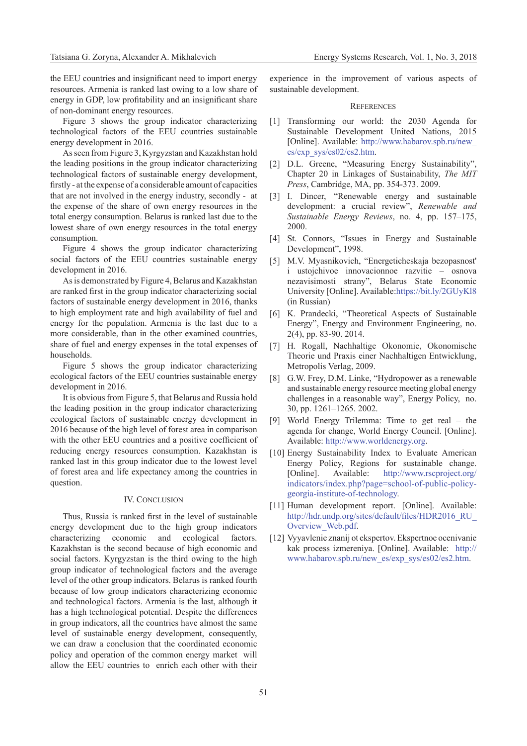the EEU countries and insignificant need to import energy resources. Armenia is ranked last owing to a low share of energy in GDP, low profitability and an insignificant share of non-dominant energy resources.

Figure 3 shows the group indicator characterizing technological factors of the EEU countries sustainable energy development in 2016.

As seen from Figure 3, Kyrgyzstan and Kazakhstan hold the leading positions in the group indicator characterizing technological factors of sustainable energy development, firstly - at the expense of a considerable amount of capacities that are not involved in the energy industry, secondly - at the expense of the share of own energy resources in the total energy consumption. Belarus is ranked last due to the lowest share of own energy resources in the total energy consumption.

Figure 4 shows the group indicator characterizing social factors of the EEU countries sustainable energy development in 2016.

As is demonstrated by Figure 4, Belarus and Kazakhstan are ranked first in the group indicator characterizing social factors of sustainable energy development in 2016, thanks to high employment rate and high availability of fuel and energy for the population. Armenia is the last due to a more considerable, than in the other examined countries, share of fuel and energy expenses in the total expenses of households.

Figure 5 shows the group indicator characterizing ecological factors of the EEU countries sustainable energy development in 2016.

It is obvious from Figure 5, that Belarus and Russia hold the leading position in the group indicator characterizing ecological factors of sustainable energy development in 2016 because of the high level of forest area in comparison with the other EEU countries and a positive coefficient of reducing energy resources consumption. Kazakhstan is ranked last in this group indicator due to the lowest level of forest area and life expectancy among the countries in question.

## IV. Conclusion

Thus, Russia is ranked first in the level of sustainable energy development due to the high group indicators characterizing economic and ecological factors. Kazakhstan is the second because of high economic and social factors. Kyrgyzstan is the third owing to the high group indicator of technological factors and the average level of the other group indicators. Belarus is ranked fourth because of low group indicators characterizing economic and technological factors. Armenia is the last, although it has a high technological potential. Despite the differences in group indicators, all the countries have almost the same level of sustainable energy development, consequently, we can draw a conclusion that the coordinated economic policy and operation of the common energy market will allow the EEU countries to enrich each other with their experience in the improvement of various aspects of sustainable development.

## References

[1] Transforming our world: the 2030 Agenda for Sustainable Development United Nations, 2015 [Online]. Available: http://www.habarov.spb.ru/new_es/exp_sys/es02/es2.htm.

[2] D.L. Greene, "Measuring Energy Sustainability", Chapter 20 in Linkages of Sustainability, *The MIT Press*, Cambridge, MA, pp. 354-373. 2009.

[3] I. Dincer, "Renewable energy and sustainable development: a crucial review", *Renewable and Sustainable Energy Reviews*, no. 4, pp. 157–175, 2000.

[4] St. Connors, "Issues in Energy and Sustainable Development", 1998.

[5] M.V. Myasnikovich, "Energeticheskaja bezopasnost' i ustojchivoe innovacionnoe razvitie – osnova nezavisimosti strany", Belarus State Economic University [Online]. Available:https://bit.ly/2GUyKl8 (in Russian)

[6] K. Prandecki, "Theoretical Aspects of Sustainable Energy", Energy and Environment Engineering, no. 2(4), pp. 83-90. 2014.

[7] H. Rogall, Nachhaltige Okonomie, Okonomische Theorie und Praxis einer Nachhaltigen Entwicklung, Metropolis Verlag, 2009.

[8] G.W. Frey, D.M. Linke, "Hydropower as a renewable and sustainable energy resource meeting global energy challenges in a reasonable way", Energy Policy, no. 30, pp. 1261–1265. 2002.

[9] World Energy Trilemma: Time to get real – the agenda for change, World Energy Council. [Online]. Available: http://www.worldenergy.org.

[10] Energy Sustainability Index to Evaluate American Energy Policy, Regions for sustainable change. [Online]. Available: http://www.rscproject.org/indicators/index.php?page=school-of-public-policy-georgia-institute-of-technology.

[11] Human development report. [Online]. Available: http://hdr.undp.org/sites/default/files/HDR2016_RU_Overview_Web.pdf.

[12] Vyyavlenie znanij ot ekspertov. Ekspertnoe ocenivanie kak process izmereniya. [Online]. Available: http://www.habarov.spb.ru/new_es/exp_sys/es02/es2.htm.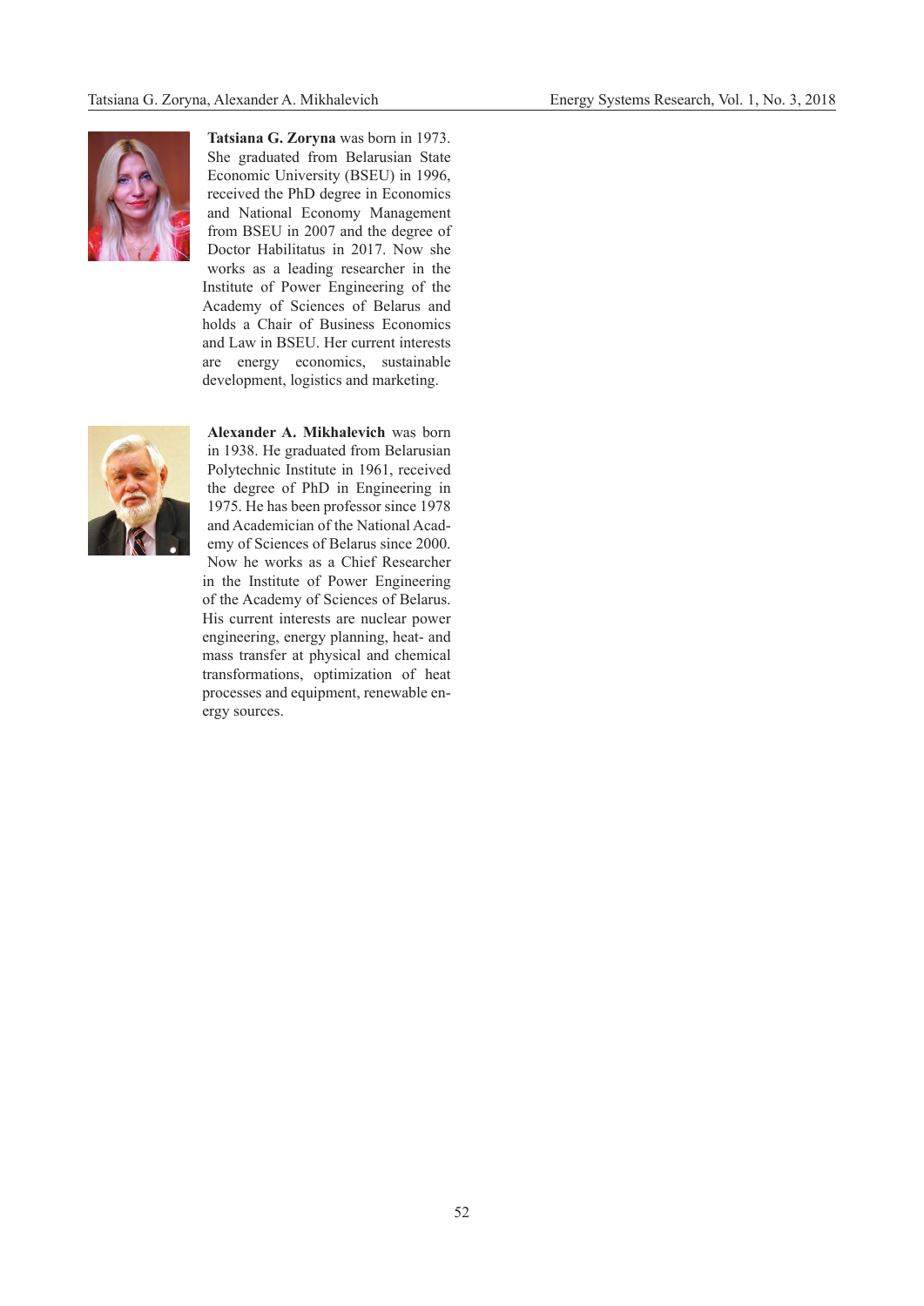**Tatsiana G. Zoryna** was born in 1973. She graduated from Belarusian State Economic University (BSEU) in 1996, received the PhD degree in Economics and National Economy Management from BSEU in 2007 and the degree of Doctor Habilitatus in 2017. Now she works as a leading researcher in the Institute of Power Engineering of the Academy of Sciences of Belarus and holds a Chair of Business Economics and Law in BSEU. Her current interests are energy economics, sustainable development, logistics and marketing.

**Alexander A. Mikhalevich** was born in 1938. He graduated from Belarusian Polytechnic Institute in 1961, received the degree of PhD in Engineering in 1975. He has been professor since 1978 and Academician of the National Academy of Sciences of Belarus since 2000. Now he works as a Chief Researcher in the Institute of Power Engineering of the Academy of Sciences of Belarus. His current interests are nuclear power engineering, energy planning, heat- and mass transfer at physical and chemical transformations, optimization of heat processes and equipment, renewable energy sources.